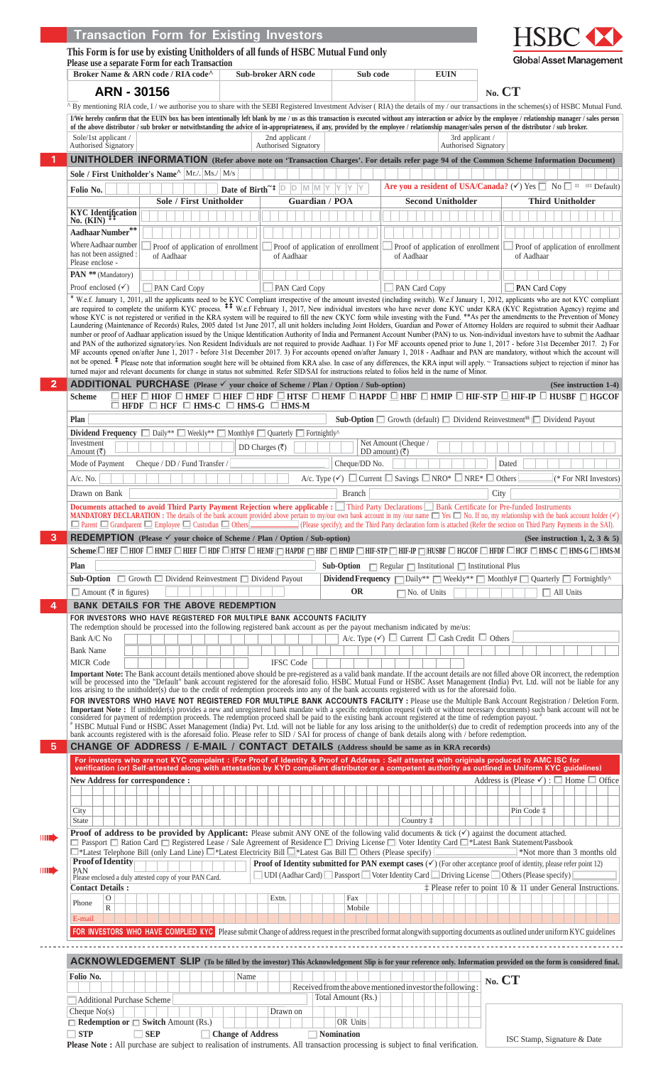# Transaction Form for Existing Investors

HSBC
Global Asset Management

**This Form is for use by existing Unitholders of all funds of HSBC Mutual Fund only**
**Please use a separate Form for each Transaction**

| Broker Name & ARN code / RIA code^ | Sub-broker ARN code | Sub code | EUIN |
|---|---|---|---|
| **ARN - 30156** | | | |

**No. CT**

^ By mentioning RIA code, I / we authorise you to share with the SEBI Registered Investment Adviser ( RIA) the details of my / our transactions in the scheme(s) of HSBC Mutual Fund.

**I/We hereby confirm that the EUIN box has been intentionally left blank by me / us as this transaction is executed without any interaction or advice by the employee / relationship manager / sales person of the above distributor / sub broker or notwithstanding the advice of in-appropriateness, if any, provided by the employee / relationship manager/sales person of the distributor / sub broker.**

| Sole/1st applicant / Authorised Signatory | 2nd applicant / Authorised Signatory | 3rd applicant / Authorised Signatory |
|---|---|---|
| | | |

## 1 UNITHOLDER INFORMATION (Refer above note on 'Transaction Charges'. For details refer page 94 of the Common Scheme Information Document)

**Sole / First Unitholder's Name^** Mr./ Ms./ M/s

**Folio No.** | **Date of Birth~‡** D D M M Y Y Y Y | **Are you a resident of USA/Canada?** (✓) Yes ☐ No ☐ (¤ Default)

| | Sole / First Unitholder | Guardian / POA | Second Unitholder | Third Unitholder |
|---|---|---|---|---|
| KYC Identification No. (KIN) ‡‡ | | | | |
| Aadhaar Number** | | | | |
| Where Aadhaar number has not been assigned : Please enclose - | ☐ Proof of application of enrollment of Aadhaar | ☐ Proof of application of enrollment of Aadhaar | ☐ Proof of application of enrollment of Aadhaar | ☐ Proof of application of enrollment of Aadhaar |
| PAN ** (Mandatory) | | | | |
| Proof enclosed (✓) | ☐ PAN Card Copy | ☐ PAN Card Copy | ☐ PAN Card Copy | ☐ PAN Card Copy |

* W.e.f. January 1, 2011, all the applicants need to be KYC Compliant irrespective of the amount invested (including switch). W.e.f January 1, 2012, applicants who are not KYC compliant are required to complete the uniform KYC process. ‡‡ W.e.f February 1, 2017, New individual investors who have never done KYC under KRA (KYC Registration Agency) regime and whose KYC is not registered or verified in the KRA system will be required to fill the new CKYC form while investing with the Fund. **As per the amendments to the Prevention of Money Laundering (Maintenance of Records) Rules, 2005 dated 1st June 2017, all unit holders including Joint Holders, Guardian and Power of Attorney Holders are required to submit their Aadhaar number or proof of Aadhaar application issued by the Unique Identification Authority of India and Permanent Account Number (PAN) to us. Non-individual investors have to submit the Aadhaar and PAN of the authorized signatory/ies. Non Resident Individuals are not required to provide Aadhaar. 1) For MF accounts opened prior to June 1, 2017 - before 31st December 2017. 2) For MF accounts opened on/after June 1, 2017 - before 31st December 2017. 3) For accounts opened on/after January 1, 2018 - Aadhaar and PAN are mandatory, without which the account will not be opened. ‡ Please note that information sought here will be obtained from KRA also. In case of any differences, the KRA input will apply. ~ Transactions subject to rejection if minor has turned major and relevant documents for change in status not submitted. Refer SID/SAI for instructions related to folios held in the name of Minor.

## 2 ADDITIONAL PURCHASE (Please ✓ your choice of Scheme / Plan / Option / Sub-option) (See instruction 1-4)

**Scheme** ☐ HEF ☐ HIOF ☐ HMEF ☐ HIEF ☐ HDF ☐ HTSF ☐ HEMF ☐ HAPDF ☐ HBF ☐ HMIP ☐ HIF-STP ☐ HIF-IP ☐ HUSBF ☐ HGCOF ☐ HFDF ☐ HCF ☐ HMS-C ☐ HMS-G ☐ HMS-M

**Plan** | **Sub-Option** ☐ Growth (default) ☐ Dividend Reinvestment$$ ☐ Dividend Payout

**Dividend Frequency** ☐ Daily** ☐ Weekly** ☐ Monthly# ☐ Quarterly ☐ Fortnightly^

Investment Amount (₹) | DD Charges (₹) | Net Amount (Cheque / DD amount) (₹)

Mode of Payment Cheque / DD / Fund Transfer / | Cheque/DD No. | Dated

A/c. No. | A/c. Type (✓) ☐ Current ☐ Savings ☐ NRO* ☐ NRE* ☐ Others (* For NRI Investors)

Drawn on Bank | Branch | City

**Documents attached to avoid Third Party Payment Rejection where applicable :** ☐ Third Party Declarations ☐ Bank Certificate for Pre-funded Instruments

**MANDATORY DECLARATION :** The details of the bank account provided above pertain to my/our own bank account in my /our name ☐ Yes ☐ No. If no, my relationship with the bank account holder (✓) ☐ Parent ☐ Grandparent ☐ Employee ☐ Custodian ☐ Others (Please specify); and the Third Party declaration form is attached (Refer the section on Third Party Payments in the SAI).

## 3 REDEMPTION (Please ✓ your choice of Scheme / Plan / Option / Sub-option) (See instruction 1, 2, 3 & 5)

**Scheme** ☐ HEF ☐ HIOF ☐ HMEF ☐ HIEF ☐ HDF ☐ HTSF ☐ HEMF ☐ HAPDF ☐ HBF ☐ HMIP ☐ HIF-STP ☐ HIF-IP ☐ HUSBF ☐ HGCOF ☐ HFDF ☐ HCF ☐ HMS-C ☐ HMS-G ☐ HMS-M

**Plan** | **Sub-Option** ☐ Regular ☐ Institutional ☐ Institutional Plus

**Sub-Option** ☐ Growth ☐ Dividend Reinvestment ☐ Dividend Payout | **Dividend Frequency** ☐ Daily** ☐ Weekly** ☐ Monthly# ☐ Quarterly ☐ Fortnightly^

☐ Amount (₹ in figures) **OR** ☐ No. of Units ☐ All Units

## 4 BANK DETAILS FOR THE ABOVE REDEMPTION

**FOR INVESTORS WHO HAVE REGISTERED FOR MULTIPLE BANK ACCOUNTS FACILITY**

The redemption should be processed into the following registered bank account as per the payout mechanism indicated by me/us:

Bank A/C No | A/c. Type (✓) ☐ Current ☐ Cash Credit ☐ Others

Bank Name

MICR Code | IFSC Code

**Important Note:** The Bank account details mentioned above should be pre-registered as a valid bank mandate. If the account details are not filled above OR incorrect, the redemption will be processed into the "Default" bank account registered for the aforesaid folio. HSBC Mutual Fund or HSBC Asset Management (India) Pvt. Ltd. will not be liable for any loss arising to the unitholder(s) due to the credit of redemption proceeds into any of the bank accounts registered with us for the aforesaid folio.

**FOR INVESTORS WHO HAVE NOT REGISTERED FOR MULTIPLE BANK ACCOUNTS FACILITY :** Please use the Multiple Bank Account Registration / Deletion Form. **Important Note :** If unitholder(s) provides a new and unregistered bank mandate with a specific redemption request (with or without necessary documents) such bank account will not be considered for payment of redemption proceeds. The redemption proceed shall be paid to the existing bank account registered at the time of redemption payout. #

# HSBC Mutual Fund or HSBC Asset Management (India) Pvt. Ltd. will not be liable for any loss arising to the unitholder(s) due to credit of redemption proceeds into any of the bank accounts registered with us to the aforesaid folio. Please refer to SID / SAI for process of change of bank details along with / before redemption.

## 5 CHANGE OF ADDRESS / E-MAIL / CONTACT DETAILS (Address should be same as in KRA records)

**For investors who are not KYC complaint : (For Proof of Identity & Proof of Address : Self attested with originals produced to AMC ISC for verification (or) Self-attested along with attestation by KYD compliant distributor or a competent authority as outlined in Uniform KYC guidelines)**

**New Address for correspondence :** | Address is (Please ✓) : ☐ Home ☐ Office

City | Pin Code ‡

State | Country ‡

**Proof of address to be provided by Applicant:** Please submit ANY ONE of the following valid documents & tick (✓) against the document attached.
☐ Passport ☐ Ration Card ☐ Registered Lease / Sale Agreement of Residence ☐ Driving License ☐ Voter Identity Card ☐ *Latest Bank Statement/Passbook
☐ *Latest Telephone Bill (only Land Line) ☐ *Latest Electricity Bill ☐ *Latest Gas Bill ☐ Others (Please specify) *Not more than 3 months old

**Proof of Identity** PAN | **Proof of Identity submitted for PAN exempt cases** (✓) (For other acceptance proof of identity, please refer point 12)
Please enclosed a duly attested copy of your PAN Card. | ☐ UDI (Adhar Card) ☐ Passport ☐ Voter Identity Card ☐ Driving License ☐ Others (Please specify)

**Contact Details :** ‡ Please refer to point 10 & 11 under General Instructions.

Phone O | R | Extn. | Fax | Mobile

E-mail

**FOR INVESTORS WHO HAVE COMPLIED KYC** Please submit Change of address request in the prescribed format alongwith supporting documents as outlined under uniform KYC guidelines

---

## ACKNOWLEDGEMENT SLIP (To be filled by the investor) This Acknowledgement Slip is for your reference only. Information provided on the form is considered final.

**No. CT**

**Folio No.** | Name

Received from the above mentioned investor the following :

☐ Additional Purchase Scheme | Total Amount (Rs.)

Cheque No(s) | Drawn on

☐ **Redemption or** ☐ **Switch** Amount (Rs.) | OR Units

☐ **STP** ☐ **SEP** ☐ **Change of Address** ☐ **Nomination**

ISC Stamp, Signature & Date

**Please Note :** All purchase are subject to realisation of instruments. All transaction processing is subject to final verification.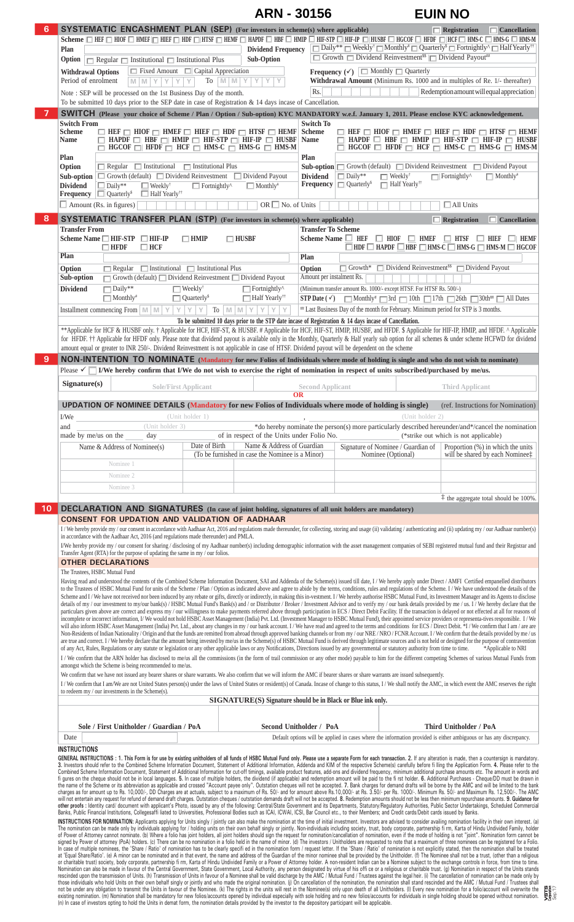**ARN - 30156** **EUIN NO**

## 6 SYSTEMATIC ENCASHMENT PLAN (SEP) (For investors in scheme(s) where applicable)

☐ Registration ☐ Cancellation

**Scheme** ☐ HEF ☐ HIOF ☐ HMEF ☐ HIEF ☐ HDF ☐ HTSF ☐ HEMF ☐ HAPDF ☐ HBF ☐ HMIP ☐ HIF-STP ☐ HIF-IP ☐ HUSBF ☐ HGCOF ☐ HFDF ☐ HCF ☐ HMS-C ☐ HMS-G ☐ HMS-M

**Plan** | **Dividend Frequency** ☐ Daily** ☐ Weekly† ☐ Monthly# ☐ Quarterly$ ☐ Fortnightly^ ☐ Half Yearly††

**Option** ☐ Regular ☐ Institutional ☐ Institutional Plus | **Sub-Option** ☐ Growth ☐ Dividend Reinvestment$$ ☐ Dividend Payout##

**Withdrawal Options** ☐ Fixed Amount ☐ Capital Appreciation | **Frequency** (✓) ☐ Monthly ☐ Quarterly

Period of enrolment M M Y Y Y Y To M M Y Y Y Y | **Withdrawal Amount** (Minimum Rs. 1000 and in multiples of Re. 1/- thereafter)

Rs. | Redemption amount will equal appreciation

Note : SEP will be processed on the 1st Business Day of the month.

To be submitted 10 days prior to the SEP date in case of Registration & 14 days incase of Cancellation.

## 7 SWITCH (Please your choice of Scheme / Plan / Option / Sub-option) KYC MANDATORY w.e.f. January 1, 2011. Please enclose KYC acknowledgement.

**Switch From**

**Scheme Name** ☐ HEF ☐ HIOF ☐ HMEF ☐ HIEF ☐ HDF ☐ HTSF ☐ HEMF ☐ HAPDF ☐ HBF ☐ HMIP ☐ HIF-STP ☐ HIF-IP ☐ HUSBF ☐ HGCOF ☐ HFDF ☐ HCF ☐ HMS-C ☐ HMS-G ☐ HMS-M

**Plan**

**Option** ☐ Regular ☐ Institutional ☐ Institutional Plus

**Sub-option** ☐ Growth (default) ☐ Dividend Reinvestment ☐ Dividend Payout

**Dividend Frequency** ☐ Daily** ☐ Weekly† ☐ Fortnightly^ ☐ Monthly# ☐ Quarterly$ ☐ Half Yearly††

☐ Amount (Rs. in figures) OR ☐ No. of Units ☐ All Units

**Switch To**

**Scheme Name** ☐ HEF ☐ HIOF ☐ HMEF ☐ HIEF ☐ HDF ☐ HTSF ☐ HEMF ☐ HAPDF ☐ HBF ☐ HMIP ☐ HIF-STP ☐ HIF-IP ☐ HUSBF ☐ HGCOF ☐ HFDF ☐ HCF ☐ HMS-C ☐ HMS-G ☐ HMS-M

**Plan**

**Sub-option** ☐ Growth (default) ☐ Dividend Reinvestment ☐ Dividend Payout

**Dividend Frequency** ☐ Daily** ☐ Weekly† ☐ Fortnightly^ ☐ Monthly# ☐ Quarterly$ ☐ Half Yearly††

## 8 SYSTEMATIC TRANSFER PLAN (STP) (For investors in scheme(s) where applicable)

☐ Registration ☐ Cancellation

**Transfer From**

**Scheme Name** ☐ HIF-STP ☐ HIF-IP ☐ HMIP ☐ HUSBF ☐ HFDF ☐ HCF

**Plan**

**Option** ☐ Regular ☐ Institutional ☐ Institutional Plus

**Sub-option** ☐ Growth (default) ☐ Dividend Reinvestment ☐ Dividend Payout

**Dividend** ☐ Daily** ☐ Weekly† ☐ Fortnightly^ ☐ Monthly# ☐ Quarterly$ ☐ Half Yearly††

Installment commencing From M M Y Y Y Y To M M Y Y Y Y

**Transfer To Scheme**

**Scheme Name** ☐ HEF ☐ HIOF ☐ HMEF ☐ HTSF ☐ HIEF ☐ HEMF ☐ HDF ☐ HAPDF ☐ HBF ☐ HMS-C ☐ HMS-G ☐ HMS-M ☐ HGCOF

**Plan**

**Option** ☐ Growth* ☐ Dividend Reinvestment$$ ☐ Dividend Payout

Amount per instalment Rs.

(Minimum transfer amount Rs. 1000/- except HTSF. For HTSF Rs. 500/-)

**STP Date** (✓) ☐ Monthly# ☐ 3rd ☐ 10th ☐ 17th ☐ 26th ☐ 30th## ☐ All Dates

## Last Business Day of the month for February. Minimum period for STP is 3 months.

**To be submitted 10 days prior to the STP date incase of Registration & 14 days incase of Cancellation.**

**Applicable for HCF & HUSBF only. † Applicable for HCF, HIF-ST, & HUSBF. # Applicable for HCF, HIF-ST, HMIP, HUSBF, and HFDF. $ Applicable for HIF-IP, HMIP, and HFDF. ^ Applicable for HFDF. †† Applicable for HFDF only. Please note that dividend payout is available only in the Monthly, Quarterly & Half yearly sub option for all schemes & under scheme HCFWD for dividend amount equal or greater to INR 250/-. Dividend Reinvestment is not applicable in case of HTSF. Dividend payout will be dependent on the scheme

## 9 NON-INTENTION TO NOMINATE (Mandatory for new Folios of Individuals where mode of holding is single and who do not wish to nominate)

Please ✓ ☐ **I/We hereby confirm that I/We do not wish to exercise the right of nomination in respect of units subscribed/purchased by me/us.**

| **Signature(s)** | Sole/First Applicant | Second Applicant | Third Applicant |
|---|---|---|---|

**OR**

### UPDATION OF NOMINEE DETAILS (Mandatory for new Folios of Individuals where mode of holding is single) (ref. Instructions for Nomination)

I/We (Unit holder 1) , (Unit holder 2)

and (Unit holder 3) *do hereby nominate the person(s) more particularly described hereunder/and*/cancel the nomination made by me/us on the day of in respect of the Units under Folio No. (*strike out which is not applicable)

| Name & Address of Nominee(s) | Date of Birth | Name & Address of Guardian (To be furnished in case the Nominee is a Minor) | Signature of Nominee / Guardian of Nominee (Optional) | Proportion (%) in which the units will be shared by each Nominee‡ |
|---|---|---|---|---|
| Nominee 1 | | | | |
| Nominee 2 | | | | |
| Nominee 3 | | | | |

‡ the aggregate total should be 100%.

## 10 DECLARATION AND SIGNATURES (In case of joint holding, signatures of all unit holders are mandatory)

### CONSENT FOR UPDATION AND VALIDATION OF AADHAAR

I / We hereby provide my / our consent in accordance with Aadhaar Act, 2016 and regulations made thereunder, for collecting, storing and usage (i) validating / authenticating and (ii) updating my / our Aadhaar number(s) in accordance with the Aadhaar Act, 2016 (and regulations made thereunder) and PMLA.

I/We hereby provide my / our consent for sharing / disclosing of my Aadhaar number(s) including demographic information with the asset management companies of SEBI registered mutual fund and their Registrar and Transfer Agent (RTA) for the purpose of updating the same in my / our folios.

### OTHER DECLARATIONS

The Trustees, HSBC Mutual Fund

Having read and understood the contents of the Combined Scheme Information Document, SAI and Addenda of the Scheme(s) issued till date, I / We hereby apply under Direct / AMFI Certified empanelled distributors to the Trustees of HSBC Mutual Fund for units of the Scheme / Plan / Option as indicated above and agree to abide by the terms, conditions, rules and regulations of the Scheme. I / We have understood the details of the Scheme and I / We have not received nor been induced by any rebate or gifts, directly or indirectly, in making this in-vestment. I / We hereby authorise HSBC Mutual Fund, its Investment Manager and its Agents to disclose details of my / our investment to my/our bank(s) / HSBC Mutual Fund's Bank(s) and / or Distributor / Broker / Investment Advisor and to verify my / our bank details provided by me / us. I / We hereby declare that the particulars given above are correct and express my / our willingness to make payments referred above through participation in ECS / Direct Debit Facility. If the transaction is delayed or not effected at all for reasons of incomplete or incorrect information, I/ We would not hold HSBC Asset Management (India) Pvt. Ltd. (Investment Manager to HSBC Mutual Fund), their appointed service providers or representa-tives responsible. I / We will also inform HSBC Asset Management (India) Pvt. Ltd., about any changes in my / our bank account. I / We have read and agreed to the terms and conditions for ECS / Direct Debit. *I / We confirm that I am / are are Non-Residents of Indian Nationality / Origin and that the funds are remitted from abroad through approved banking channels or from my / our NRE / NRO / FCNR Account. I / We confirm that the details provided by me / us are true and correct. I / We hereby declare that the amount being invested by me/us in the Scheme(s) of HSBC Mutual Fund is derived through legitimate sources and is not held or designed for the purpose of contravention of any Act, Rules, Regulations or any statute or legislation or any other applicable laws or any Notifications, Directions issued by any governmental or statutory authority from time to time. *Applicable to NRI

I / We confirm that the ARN holder has disclosed to me/us all the commissions (in the form of trail commission or any other mode) payable to him for the different competing Schemes of various Mutual Funds from amongst which the Scheme is being recommended to me/us.

We confirm that we have not issued any bearer shares or share warrants. We also confirm that we will inform the AMC if bearer shares or share warrants are issued subsequently.

I / We confirm that I am/We are not United States person(s) under the laws of United States or resident(s) of Canada. Incase of change to this status, I / We shall notify the AMC, in which event the AMC reserves the right to redeem my / our investments in the Scheme(s).

**SIGNATURE(S) Signature should be in Black or Blue ink only.**

| Sole / First Unitholder / Guardian / PoA | Second Unitholder / PoA | Third Unitholder / PoA |
|---|---|---|

Date | Default options will be applied in cases where the information provided is either ambiguous or has any discrepancy.

### INSTRUCTIONS

**GENERAL INSTRUCTIONS : 1. This Form is for use by existing unitholders of all funds of HSBC Mutual Fund only. Please use a separate Form for each transaction. 2.** If any alteration is made, then a countersign is mandatory. **3.** Investors should refer to the Combined Scheme Information Document, Statement of Additional Information, Addenda and KIM of the respective Scheme(s) carefully before fi lling the Application Form. **4.** Please refer to the Combined Scheme Information Document, Statement of Additional Information for cut-off timings, available product features, add-ons and dividend frequency, minimum additional purchase amounts etc. The amount in words and fi gures on the cheque should not be in local languages. **5.** In case of multiple holders, the dividend (if applicable) and redemption amount will be paid to the fi rst holder. **6.** Additional Purchases - Cheque/DD must be drawn in the name of the Scheme or its abbreviation as applicable and crossed "Account payee only". Outstation cheques will not be accepted. **7.** Bank charges for demand drafts will be borne by the AMC and will be limited to the bank charges as for amount up to Rs. 10,000/-, DD Charges are at actuals, subject to a maximum of Rs. 50/- and for amount above Rs.10,000/- at Rs. 3.50/- per Rs. 1000/-. Minimum Rs. 50/- and Maximum Rs. 12,500/-. The AMC will not entertain any request for refund of demand draft charges. Outstation cheques / outstation demands draft will not be accepted. **8.** Redemption amounts should not be less then minimum repurchase amounts. **9. Guidance for other proofs :** Identity card/ document with applicant's Photo, issued by any of the following: Central/State Government and its Departments, Statutory/Regulatory Authorities, Public Sector Undertakings, Scheduled Commercial Banks, Public Financial Institutions, Collegesaffi liated to Universities, Professional Bodies such as ICAI, ICWAI, ICSI, Bar Council etc., to their Members; and Credit cards/Debit cards issued by Banks.

**INSTRUCTIONS FOR NOMINATION:** Applicants applying for Units singly / jointly can also make the nomination at the time of initial investment. Investors are advised to consider availing nomination facility in their own interest. (a) The nomination can be made only by individuals applying for / holding units on their own behalf singly or jointly. Non-individuals including society, trust, body corporate, partnership fi rm, Karta of Hindu Undivided Family, holder of Power of Attorney cannot nominate. (b) Where a folio has joint holders, all joint holders should sign the request for nomination/cancellation of nomination, even if the mode of holding is not "joint". Nomination form cannot be signed by Power of attorney (PoA) holders. (c) There can be no nomination in a folio held in the name of minor. (d) The investors / Unitholders are requested to note that a maximum of three nominees can be registered for a Folio. In case of multiple nominees, the 'Share / Ratio' of nomination has to be clearly specifi ed in the nomination form / request letter. If the 'Share / Ratio' of nomination is not explicitly stated, then the nomination shall be treated at 'Equal Share/Ratio'. (e) A minor can be nominated and in that event, the name and address of the Guardian of the minor nominee shall be provided by the Unitholder. (f) The Nominee shall not be a trust, (other than a religious or charitable trust) society, body corporate, partnership fi rm, Karta of Hindu Undivided Family or a Power of Attorney holder. A non-resident Indian can be a Nominee subject to the exchange controls in force, from time to time. Nomination can also be made in favour of the Central Government, State Government, Local Authority, any person designated by virtue of his offi ce or a religious or charitable trust. (g) Nomination in respect of the Units stands rescinded upon the transmission of Units. (h) Transmission of Units in favour of a Nominee shall be valid discharge by the AMC / Mutual Fund / Trustees against the legal heir. (i) The cancellation of nomination can be made only by those individuals who hold Units on their own behalf singly or jointly and who made the original nomination. (j) On cancellation of the nomination, the nomination shall stand rescinded and the AMC / Mutual Fund / Trustees shall not be under any obligation to transmit the Units in favour of the Nominee. (k) The rights in the units will rest in the Nominee(s) only upon death of all Unitholders. (l) Every new nomination for a folio/account will overwrite the existing nomination. (m) Nomination shall be mandatory for new folios/accounts opened by individual especially with sole holding and no new folios/accounts for individuals in single holding should be opened without nomination. (n) In case of investors opting to hold the Units in demat form, the nomination details provided by the investor to the depository participant will be applicable.